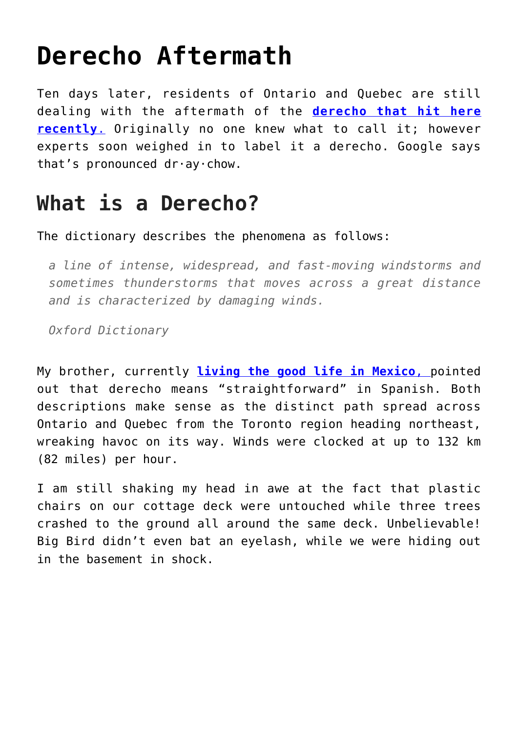# Derecho Aftermath

Ten days later, residents of Ontario and Quebec are still dealing with the aftermath of the **derecho that hit here recently.** Originally no one knew what to call it; however experts soon weighed in to label it a derecho. Google says that's pronounced dr·ay·chow.

## What is a Derecho?

The dictionary describes the phenomena as follows:

> *a line of intense, widespread, and fast-moving windstorms and sometimes thunderstorms that moves across a great distance and is characterized by damaging winds.*
>
> *Oxford Dictionary*

My brother, currently **living the good life in Mexico,** pointed out that derecho means "straightforward" in Spanish. Both descriptions make sense as the distinct path spread across Ontario and Quebec from the Toronto region heading northeast, wreaking havoc on its way. Winds were clocked at up to 132 km (82 miles) per hour.

I am still shaking my head in awe at the fact that plastic chairs on our cottage deck were untouched while three trees crashed to the ground all around the same deck. Unbelievable! Big Bird didn't even bat an eyelash, while we were hiding out in the basement in shock.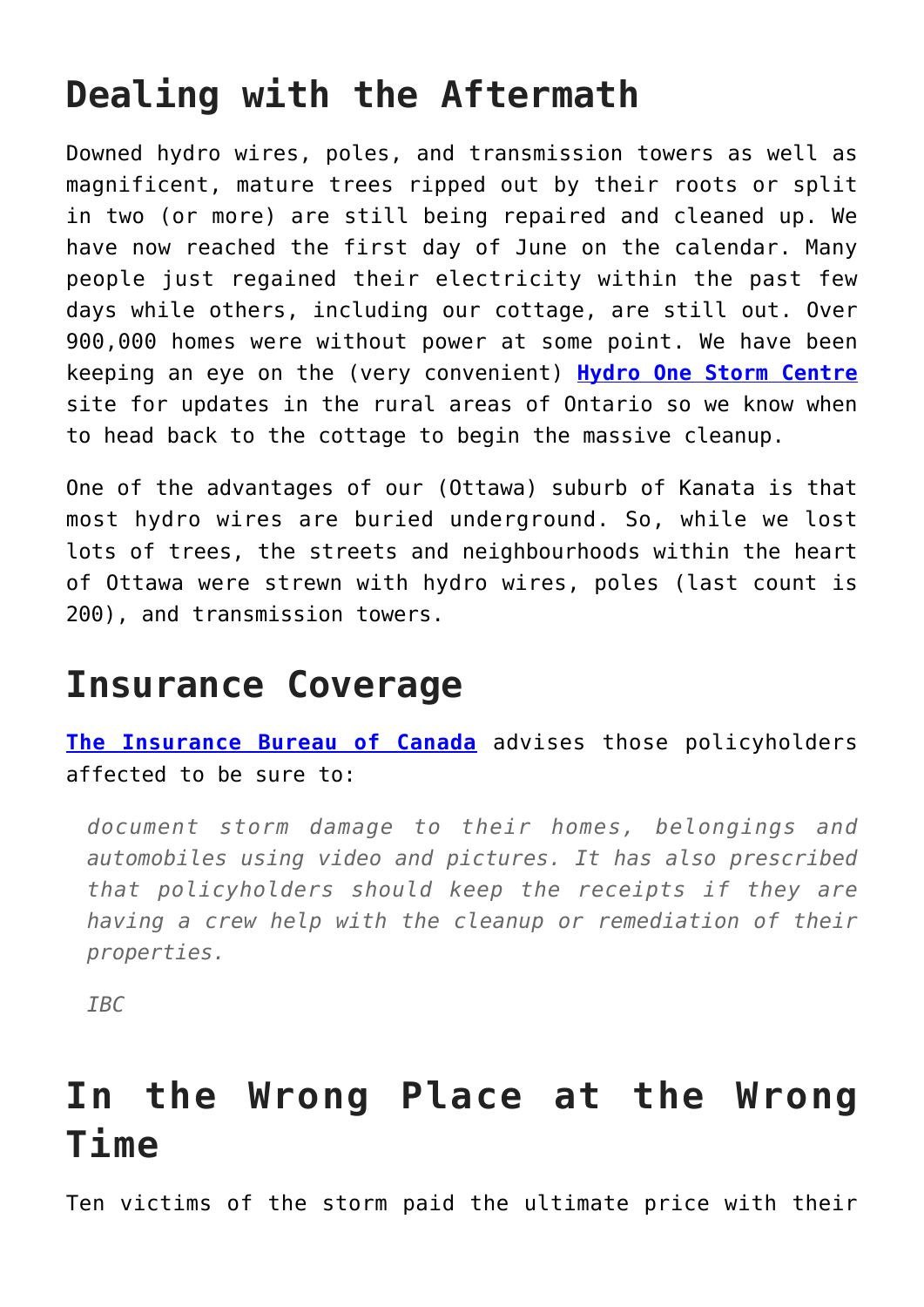## Dealing with the Aftermath

Downed hydro wires, poles, and transmission towers as well as magnificent, mature trees ripped out by their roots or split in two (or more) are still being repaired and cleaned up. We have now reached the first day of June on the calendar. Many people just regained their electricity within the past few days while others, including our cottage, are still out. Over 900,000 homes were without power at some point. We have been keeping an eye on the (very convenient) **Hydro One Storm Centre** site for updates in the rural areas of Ontario so we know when to head back to the cottage to begin the massive cleanup.

One of the advantages of our (Ottawa) suburb of Kanata is that most hydro wires are buried underground. So, while we lost lots of trees, the streets and neighbourhoods within the heart of Ottawa were strewn with hydro wires, poles (last count is 200), and transmission towers.

## Insurance Coverage

**The Insurance Bureau of Canada** advises those policyholders affected to be sure to:

> *document storm damage to their homes, belongings and automobiles using video and pictures. It has also prescribed that policyholders should keep the receipts if they are having a crew help with the cleanup or remediation of their properties.*
>
> *IBC*

## In the Wrong Place at the Wrong Time

Ten victims of the storm paid the ultimate price with their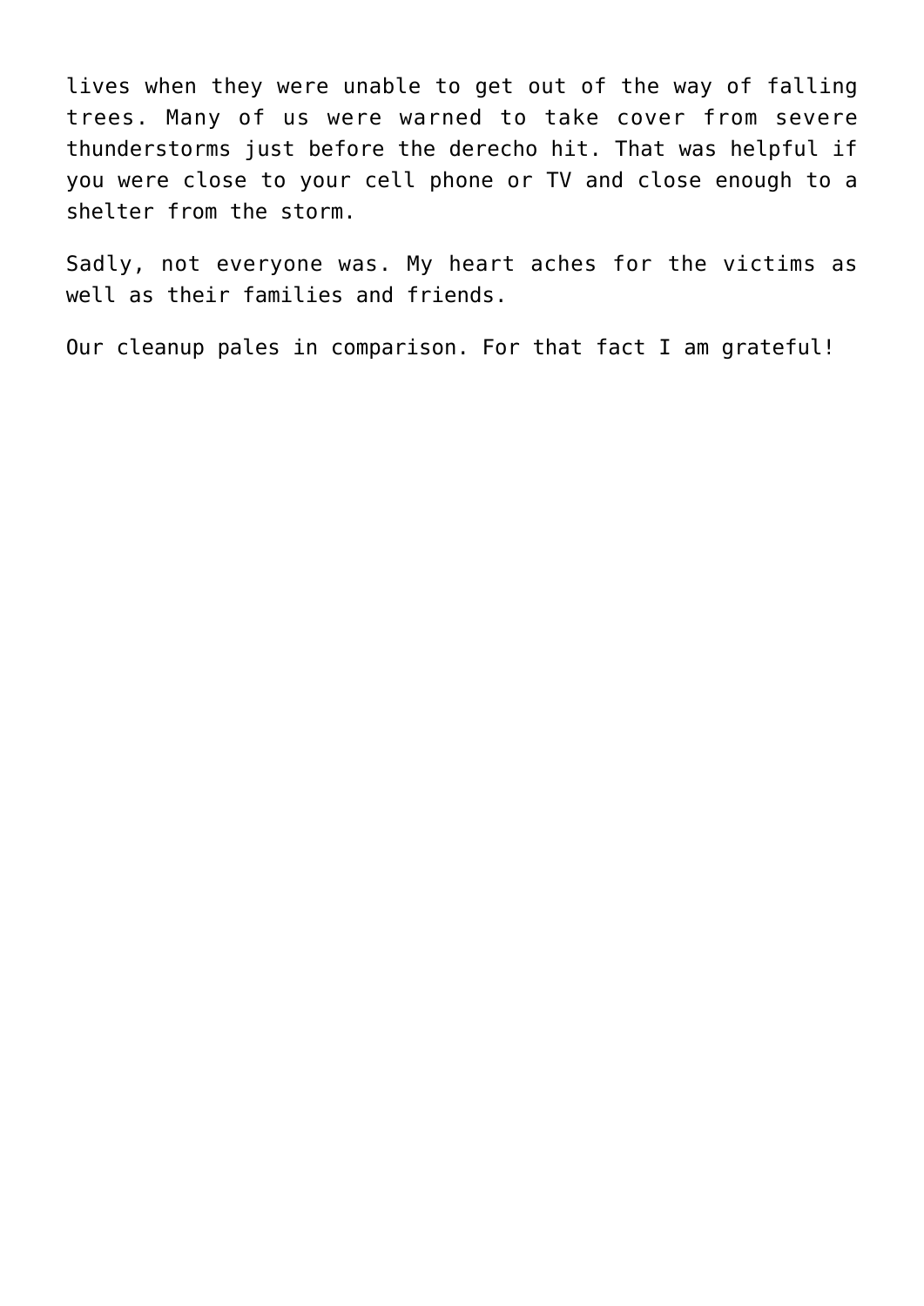lives when they were unable to get out of the way of falling trees. Many of us were warned to take cover from severe thunderstorms just before the derecho hit. That was helpful if you were close to your cell phone or TV and close enough to a shelter from the storm.

Sadly, not everyone was. My heart aches for the victims as well as their families and friends.

Our cleanup pales in comparison. For that fact I am grateful!